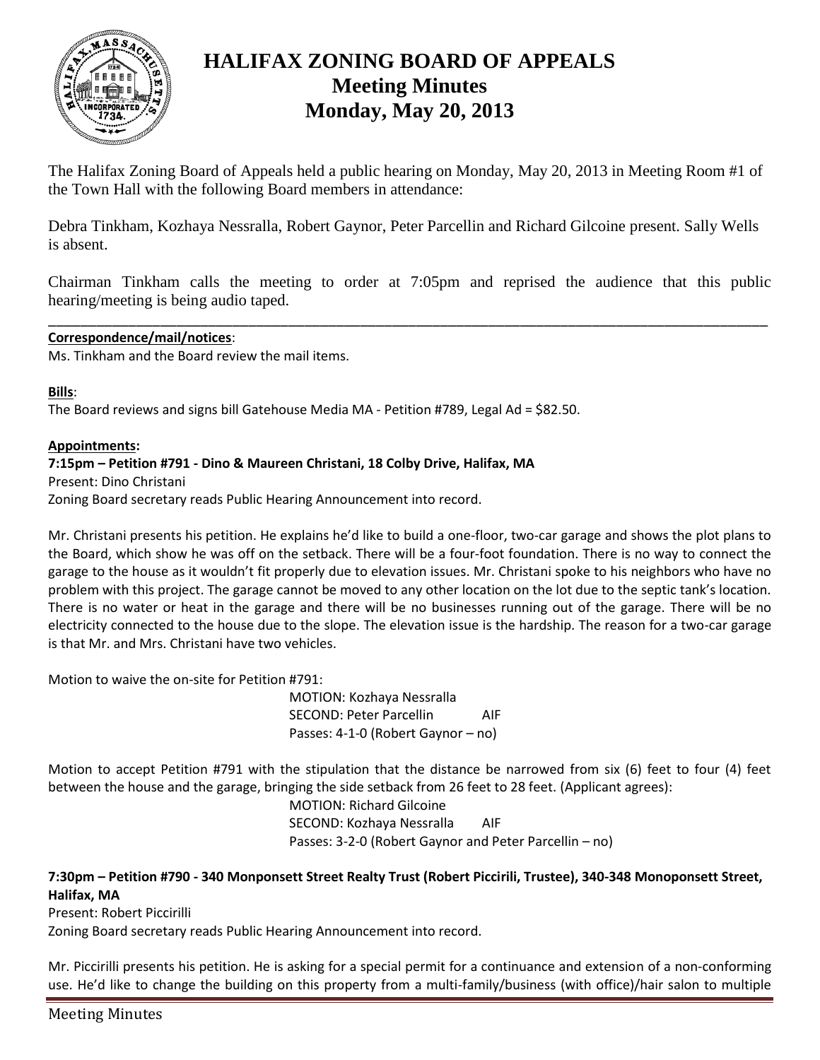# HALIFAX ZONING BOARD OF APPEALS
## Meeting Minutes
## Monday, May 20, 2013

The Halifax Zoning Board of Appeals held a public hearing on Monday, May 20, 2013 in Meeting Room #1 of the Town Hall with the following Board members in attendance:

Debra Tinkham, Kozhaya Nessralla, Robert Gaynor, Peter Parcellin and Richard Gilcoine present. Sally Wells is absent.

Chairman Tinkham calls the meeting to order at 7:05pm and reprised the audience that this public hearing/meeting is being audio taped.

---

**Correspondence/mail/notices**:

Ms. Tinkham and the Board review the mail items.

**Bills**:

The Board reviews and signs bill Gatehouse Media MA - Petition #789, Legal Ad = $82.50.

**Appointments:**

**7:15pm – Petition #791 - Dino & Maureen Christani, 18 Colby Drive, Halifax, MA**

Present: Dino Christani

Zoning Board secretary reads Public Hearing Announcement into record.

Mr. Christani presents his petition. He explains he'd like to build a one-floor, two-car garage and shows the plot plans to the Board, which show he was off on the setback. There will be a four-foot foundation. There is no way to connect the garage to the house as it wouldn't fit properly due to elevation issues. Mr. Christani spoke to his neighbors who have no problem with this project. The garage cannot be moved to any other location on the lot due to the septic tank's location. There is no water or heat in the garage and there will be no businesses running out of the garage. There will be no electricity connected to the house due to the slope. The elevation issue is the hardship. The reason for a two-car garage is that Mr. and Mrs. Christani have two vehicles.

Motion to waive the on-site for Petition #791:

MOTION: Kozhaya Nessralla
SECOND: Peter Parcellin AIF
Passes: 4-1-0 (Robert Gaynor – no)

Motion to accept Petition #791 with the stipulation that the distance be narrowed from six (6) feet to four (4) feet between the house and the garage, bringing the side setback from 26 feet to 28 feet. (Applicant agrees):

MOTION: Richard Gilcoine
SECOND: Kozhaya Nessralla AIF
Passes: 3-2-0 (Robert Gaynor and Peter Parcellin – no)

**7:30pm – Petition #790 - 340 Monponsett Street Realty Trust (Robert Piccirili, Trustee), 340-348 Monoponsett Street, Halifax, MA**

Present: Robert Piccirilli

Zoning Board secretary reads Public Hearing Announcement into record.

Mr. Piccirilli presents his petition. He is asking for a special permit for a continuance and extension of a non-conforming use. He'd like to change the building on this property from a multi-family/business (with office)/hair salon to multiple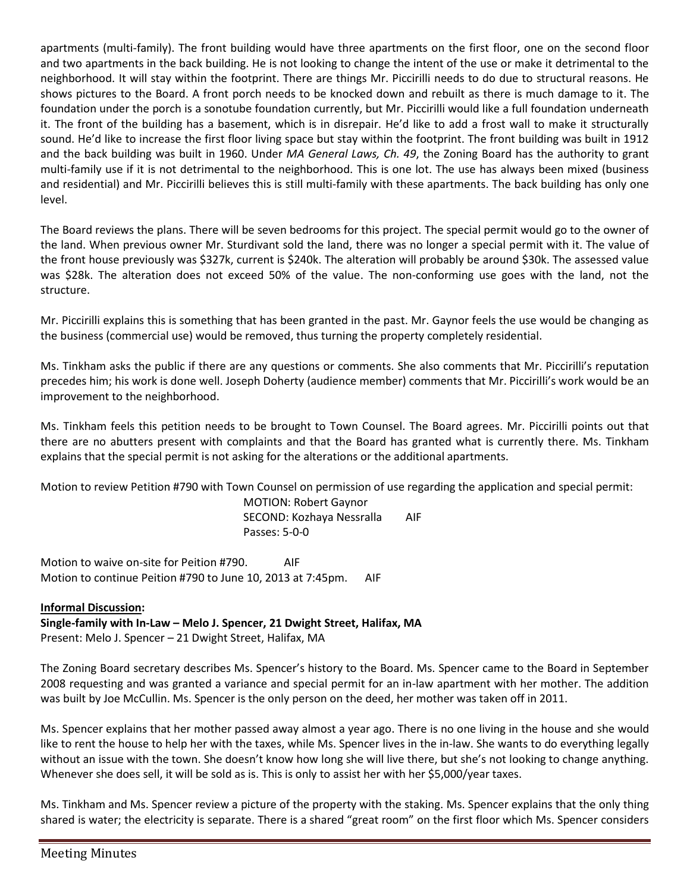apartments (multi-family). The front building would have three apartments on the first floor, one on the second floor and two apartments in the back building. He is not looking to change the intent of the use or make it detrimental to the neighborhood. It will stay within the footprint. There are things Mr. Piccirilli needs to do due to structural reasons. He shows pictures to the Board. A front porch needs to be knocked down and rebuilt as there is much damage to it. The foundation under the porch is a sonotube foundation currently, but Mr. Piccirilli would like a full foundation underneath it. The front of the building has a basement, which is in disrepair. He'd like to add a frost wall to make it structurally sound. He'd like to increase the first floor living space but stay within the footprint. The front building was built in 1912 and the back building was built in 1960. Under *MA General Laws, Ch. 49*, the Zoning Board has the authority to grant multi-family use if it is not detrimental to the neighborhood. This is one lot. The use has always been mixed (business and residential) and Mr. Piccirilli believes this is still multi-family with these apartments. The back building has only one level.

The Board reviews the plans. There will be seven bedrooms for this project. The special permit would go to the owner of the land. When previous owner Mr. Sturdivant sold the land, there was no longer a special permit with it. The value of the front house previously was $327k, current is $240k. The alteration will probably be around $30k. The assessed value was $28k. The alteration does not exceed 50% of the value. The non-conforming use goes with the land, not the structure.

Mr. Piccirilli explains this is something that has been granted in the past. Mr. Gaynor feels the use would be changing as the business (commercial use) would be removed, thus turning the property completely residential.

Ms. Tinkham asks the public if there are any questions or comments. She also comments that Mr. Piccirilli's reputation precedes him; his work is done well. Joseph Doherty (audience member) comments that Mr. Piccirilli's work would be an improvement to the neighborhood.

Ms. Tinkham feels this petition needs to be brought to Town Counsel. The Board agrees. Mr. Piccirilli points out that there are no abutters present with complaints and that the Board has granted what is currently there. Ms. Tinkham explains that the special permit is not asking for the alterations or the additional apartments.

Motion to review Petition #790 with Town Counsel on permission of use regarding the application and special permit:

MOTION: Robert Gaynor
SECOND: Kozhaya Nessralla AIF
Passes: 5-0-0

Motion to waive on-site for Peition #790. AIF
Motion to continue Peition #790 to June 10, 2013 at 7:45pm. AIF

**Informal Discussion:**

**Single-family with In-Law – Melo J. Spencer, 21 Dwight Street, Halifax, MA**
Present: Melo J. Spencer – 21 Dwight Street, Halifax, MA

The Zoning Board secretary describes Ms. Spencer's history to the Board. Ms. Spencer came to the Board in September 2008 requesting and was granted a variance and special permit for an in-law apartment with her mother. The addition was built by Joe McCullin. Ms. Spencer is the only person on the deed, her mother was taken off in 2011.

Ms. Spencer explains that her mother passed away almost a year ago. There is no one living in the house and she would like to rent the house to help her with the taxes, while Ms. Spencer lives in the in-law. She wants to do everything legally without an issue with the town. She doesn't know how long she will live there, but she's not looking to change anything. Whenever she does sell, it will be sold as is. This is only to assist her with her $5,000/year taxes.

Ms. Tinkham and Ms. Spencer review a picture of the property with the staking. Ms. Spencer explains that the only thing shared is water; the electricity is separate. There is a shared "great room" on the first floor which Ms. Spencer considers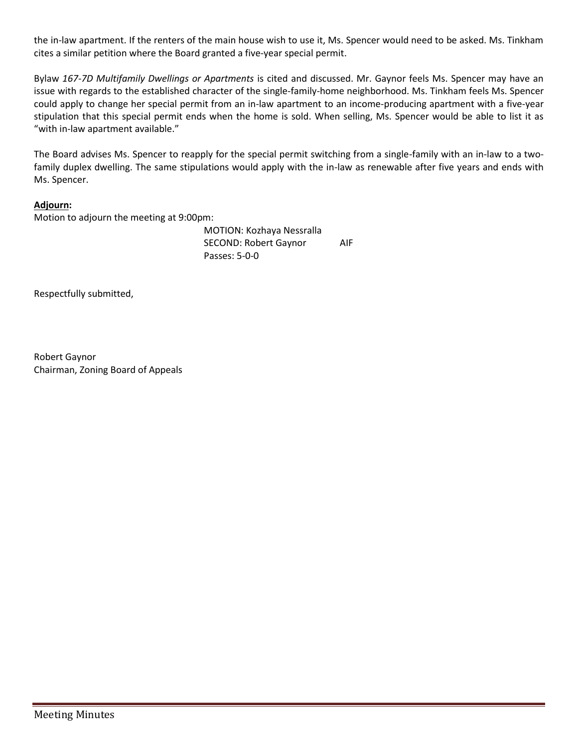the in-law apartment. If the renters of the main house wish to use it, Ms. Spencer would need to be asked. Ms. Tinkham cites a similar petition where the Board granted a five-year special permit.

Bylaw *167-7D Multifamily Dwellings or Apartments* is cited and discussed. Mr. Gaynor feels Ms. Spencer may have an issue with regards to the established character of the single-family-home neighborhood. Ms. Tinkham feels Ms. Spencer could apply to change her special permit from an in-law apartment to an income-producing apartment with a five-year stipulation that this special permit ends when the home is sold. When selling, Ms. Spencer would be able to list it as "with in-law apartment available."

The Board advises Ms. Spencer to reapply for the special permit switching from a single-family with an in-law to a two-family duplex dwelling. The same stipulations would apply with the in-law as renewable after five years and ends with Ms. Spencer.

**Adjourn:**

Motion to adjourn the meeting at 9:00pm:

MOTION: Kozhaya Nessralla
SECOND: Robert Gaynor AIF
Passes: 5-0-0

Respectfully submitted,

Robert Gaynor
Chairman, Zoning Board of Appeals